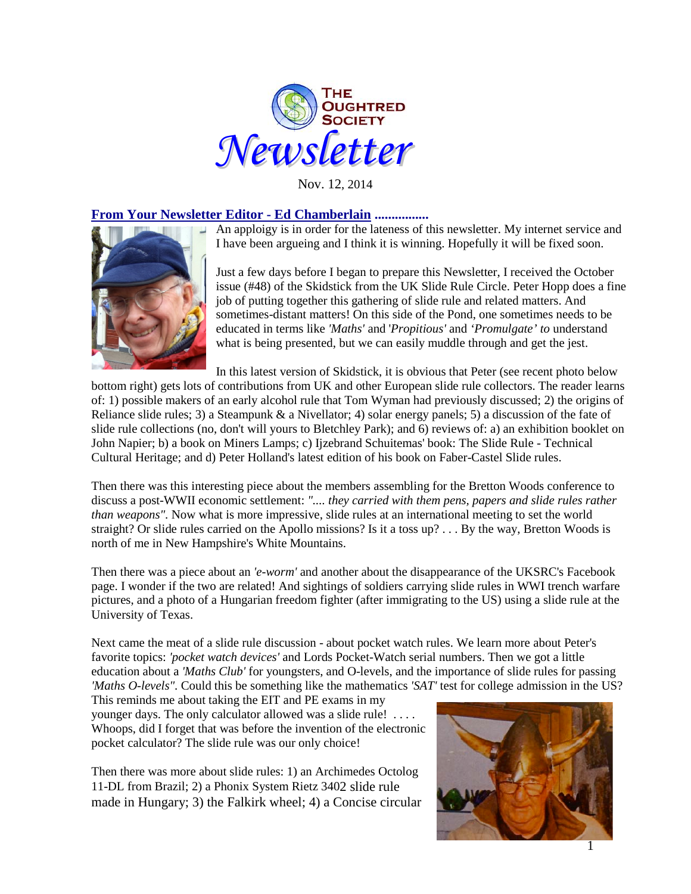# The Oughtred Society Newsletter

Nov. 12, 2014

## From Your Newsletter Editor - Ed Chamberlain ................

An apploigy is in order for the lateness of this newsletter. My internet service and I have been argueing and I think it is winning. Hopefully it will be fixed soon.

Just a few days before I began to prepare this Newsletter, I received the October issue (#48) of the Skidstick from the UK Slide Rule Circle. Peter Hopp does a fine job of putting together this gathering of slide rule and related matters. And sometimes-distant matters! On this side of the Pond, one sometimes needs to be educated in terms like *'Maths'* and '*Propitious'* and *'Promulgate' to* understand what is being presented, but we can easily muddle through and get the jest.

In this latest version of Skidstick, it is obvious that Peter (see recent photo below bottom right) gets lots of contributions from UK and other European slide rule collectors. The reader learns of: 1) possible makers of an early alcohol rule that Tom Wyman had previously discussed; 2) the origins of Reliance slide rules; 3) a Steampunk & a Nivellator; 4) solar energy panels; 5) a discussion of the fate of slide rule collections (no, don't will yours to Bletchley Park); and 6) reviews of: a) an exhibition booklet on John Napier; b) a book on Miners Lamps; c) Ijzebrand Schuitemas' book: The Slide Rule - Technical Cultural Heritage; and d) Peter Holland's latest edition of his book on Faber-Castel Slide rules.

Then there was this interesting piece about the members assembling for the Bretton Woods conference to discuss a post-WWII economic settlement: *".... they carried with them pens, papers and slide rules rather than weapons".* Now what is more impressive, slide rules at an international meeting to set the world straight? Or slide rules carried on the Apollo missions? Is it a toss up? . . . By the way, Bretton Woods is north of me in New Hampshire's White Mountains.

Then there was a piece about an *'e-worm'* and another about the disappearance of the UKSRC's Facebook page. I wonder if the two are related! And sightings of soldiers carrying slide rules in WWI trench warfare pictures, and a photo of a Hungarian freedom fighter (after immigrating to the US) using a slide rule at the University of Texas.

Next came the meat of a slide rule discussion - about pocket watch rules. We learn more about Peter's favorite topics: *'pocket watch devices'* and Lords Pocket-Watch serial numbers. Then we got a little education about a *'Maths Club'* for youngsters, and O-levels, and the importance of slide rules for passing *'Maths O-levels".* Could this be something like the mathematics *'SAT'* test for college admission in the US? This reminds me about taking the EIT and PE exams in my younger days. The only calculator allowed was a slide rule! . . . . Whoops, did I forget that was before the invention of the electronic pocket calculator? The slide rule was our only choice!

Then there was more about slide rules: 1) an Archimedes Octolog 11-DL from Brazil; 2) a Phonix System Rietz 3402 slide rule made in Hungary; 3) the Falkirk wheel; 4) a Concise circular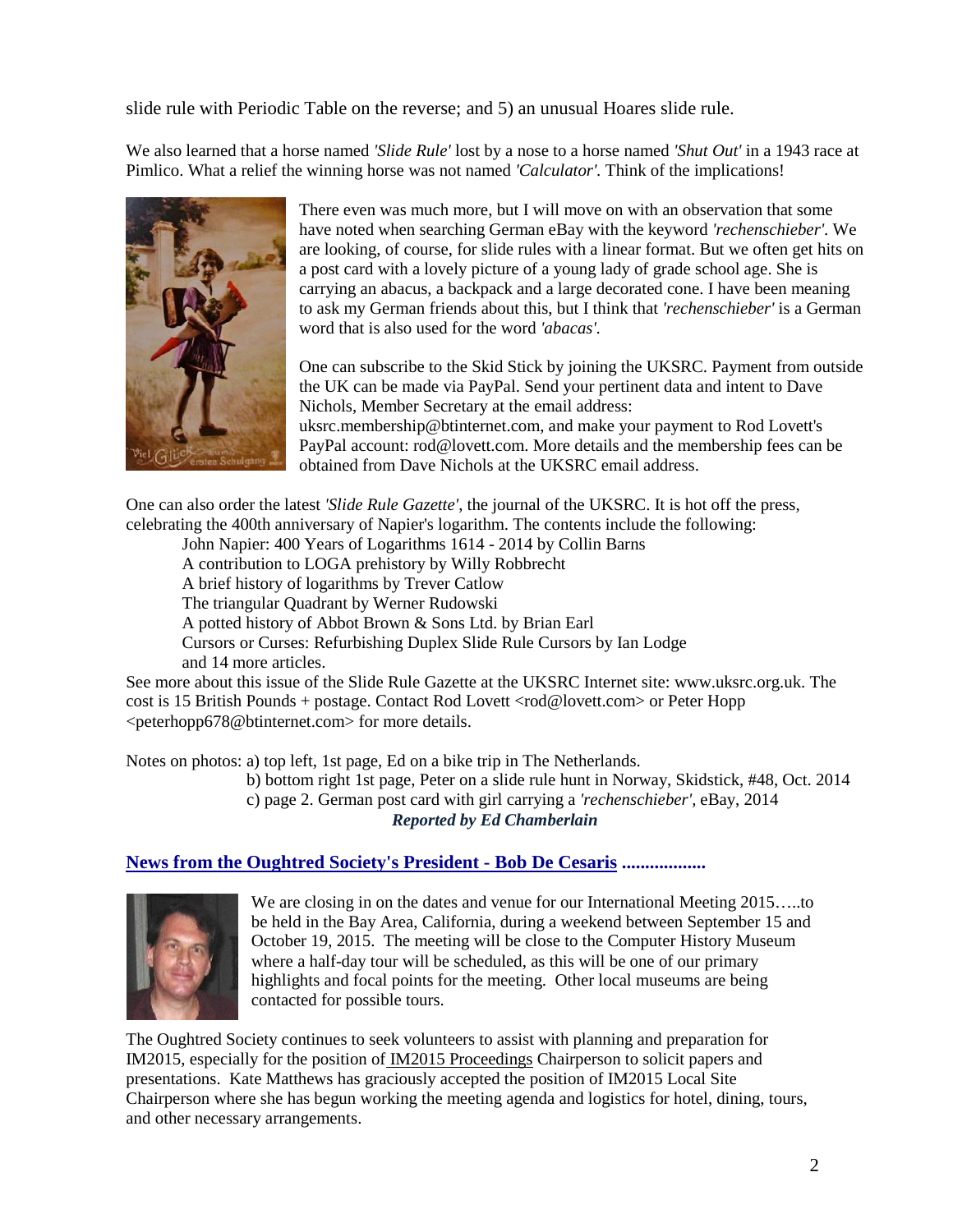slide rule with Periodic Table on the reverse; and 5) an unusual Hoares slide rule.

We also learned that a horse named *'Slide Rule'* lost by a nose to a horse named *'Shut Out'* in a 1943 race at Pimlico. What a relief the winning horse was not named *'Calculator'*. Think of the implications!

There even was much more, but I will move on with an observation that some have noted when searching German eBay with the keyword *'rechenschieber'*. We are looking, of course, for slide rules with a linear format. But we often get hits on a post card with a lovely picture of a young lady of grade school age. She is carrying an abacus, a backpack and a large decorated cone. I have been meaning to ask my German friends about this, but I think that *'rechenschieber'* is a German word that is also used for the word *'abacas'*.

One can subscribe to the Skid Stick by joining the UKSRC. Payment from outside the UK can be made via PayPal. Send your pertinent data and intent to Dave Nichols, Member Secretary at the email address: uksrc.membership@btinternet.com, and make your payment to Rod Lovett's PayPal account: rod@lovett.com. More details and the membership fees can be obtained from Dave Nichols at the UKSRC email address.

One can also order the latest *'Slide Rule Gazette'*, the journal of the UKSRC. It is hot off the press, celebrating the 400th anniversary of Napier's logarithm. The contents include the following:

- John Napier: 400 Years of Logarithms 1614 - 2014 by Collin Barns
- A contribution to LOGA prehistory by Willy Robbrecht
- A brief history of logarithms by Trever Catlow
- The triangular Quadrant by Werner Rudowski
- A potted history of Abbot Brown & Sons Ltd. by Brian Earl
- Cursors or Curses: Refurbishing Duplex Slide Rule Cursors by Ian Lodge
- and 14 more articles.

See more about this issue of the Slide Rule Gazette at the UKSRC Internet site: www.uksrc.org.uk. The cost is 15 British Pounds + postage. Contact Rod Lovett <rod@lovett.com> or Peter Hopp <peterhopp678@btinternet.com> for more details.

Notes on photos: a) top left, 1st page, Ed on a bike trip in The Netherlands.
b) bottom right 1st page, Peter on a slide rule hunt in Norway, Skidstick, #48, Oct. 2014
c) page 2. German post card with girl carrying a *'rechenschieber'*, eBay, 2014

***Reported by Ed Chamberlain***

## News from the Oughtred Society's President - Bob De Cesaris ..................

We are closing in on the dates and venue for our International Meeting 2015…..to be held in the Bay Area, California, during a weekend between September 15 and October 19, 2015. The meeting will be close to the Computer History Museum where a half-day tour will be scheduled, as this will be one of our primary highlights and focal points for the meeting. Other local museums are being contacted for possible tours.

The Oughtred Society continues to seek volunteers to assist with planning and preparation for IM2015, especially for the position of IM2015 Proceedings Chairperson to solicit papers and presentations. Kate Matthews has graciously accepted the position of IM2015 Local Site Chairperson where she has begun working the meeting agenda and logistics for hotel, dining, tours, and other necessary arrangements.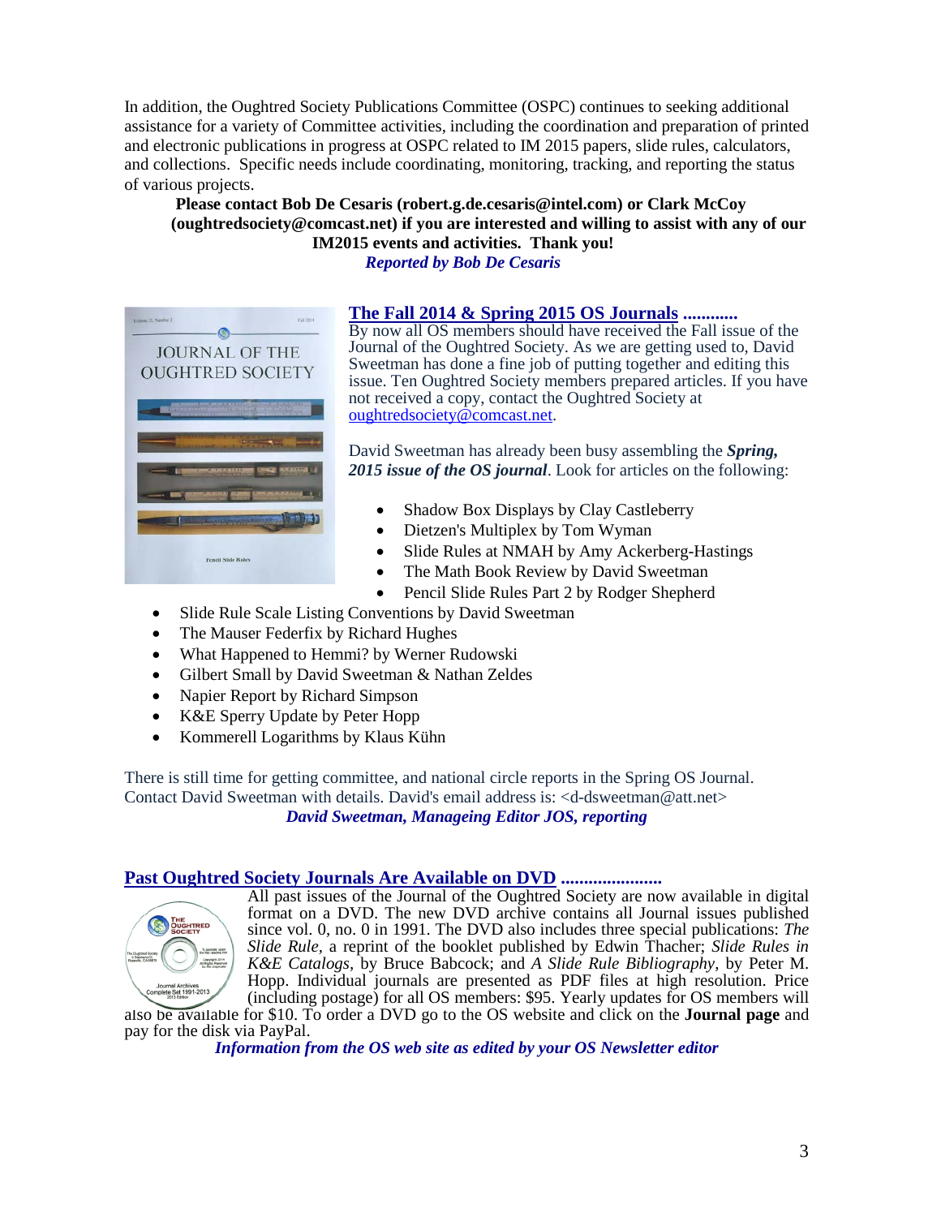In addition, the Oughtred Society Publications Committee (OSPC) continues to seeking additional assistance for a variety of Committee activities, including the coordination and preparation of printed and electronic publications in progress at OSPC related to IM 2015 papers, slide rules, calculators, and collections. Specific needs include coordinating, monitoring, tracking, and reporting the status of various projects.

**Please contact Bob De Cesaris (robert.g.de.cesaris@intel.com) or Clark McCoy (oughtredsociety@comcast.net) if you are interested and willing to assist with any of our IM2015 events and activities. Thank you!**

***Reported by Bob De Cesaris***

## The Fall 2014 & Spring 2015 OS Journals ............

By now all OS members should have received the Fall issue of the Journal of the Oughtred Society. As we are getting used to, David Sweetman has done a fine job of putting together and editing this issue. Ten Oughtred Society members prepared articles. If you have not received a copy, contact the Oughtred Society at oughtredsociety@comcast.net.

David Sweetman has already been busy assembling the ***Spring, 2015 issue of the OS journal***. Look for articles on the following:

- Shadow Box Displays by Clay Castleberry
- Dietzen's Multiplex by Tom Wyman
- Slide Rules at NMAH by Amy Ackerberg-Hastings
- The Math Book Review by David Sweetman
- Pencil Slide Rules Part 2 by Rodger Shepherd
- Slide Rule Scale Listing Conventions by David Sweetman
- The Mauser Federfix by Richard Hughes
- What Happened to Hemmi? by Werner Rudowski
- Gilbert Small by David Sweetman & Nathan Zeldes
- Napier Report by Richard Simpson
- K&E Sperry Update by Peter Hopp
- Kommerell Logarithms by Klaus Kühn

There is still time for getting committee, and national circle reports in the Spring OS Journal. Contact David Sweetman with details. David's email address is: <d-dsweetman@att.net>

***David Sweetman, Manageing Editor JOS, reporting***

## Past Oughtred Society Journals Are Available on DVD ......................

All past issues of the Journal of the Oughtred Society are now available in digital format on a DVD. The new DVD archive contains all Journal issues published since vol. 0, no. 0 in 1991. The DVD also includes three special publications: *The Slide Rule*, a reprint of the booklet published by Edwin Thacher; *Slide Rules in K&E Catalogs*, by Bruce Babcock; and *A Slide Rule Bibliography*, by Peter M. Hopp. Individual journals are presented as PDF files at high resolution. Price (including postage) for all OS members: $95. Yearly updates for OS members will also be available for $10. To order a DVD go to the OS website and click on the **Journal page** and pay for the disk via PayPal.

***Information from the OS web site as edited by your OS Newsletter editor***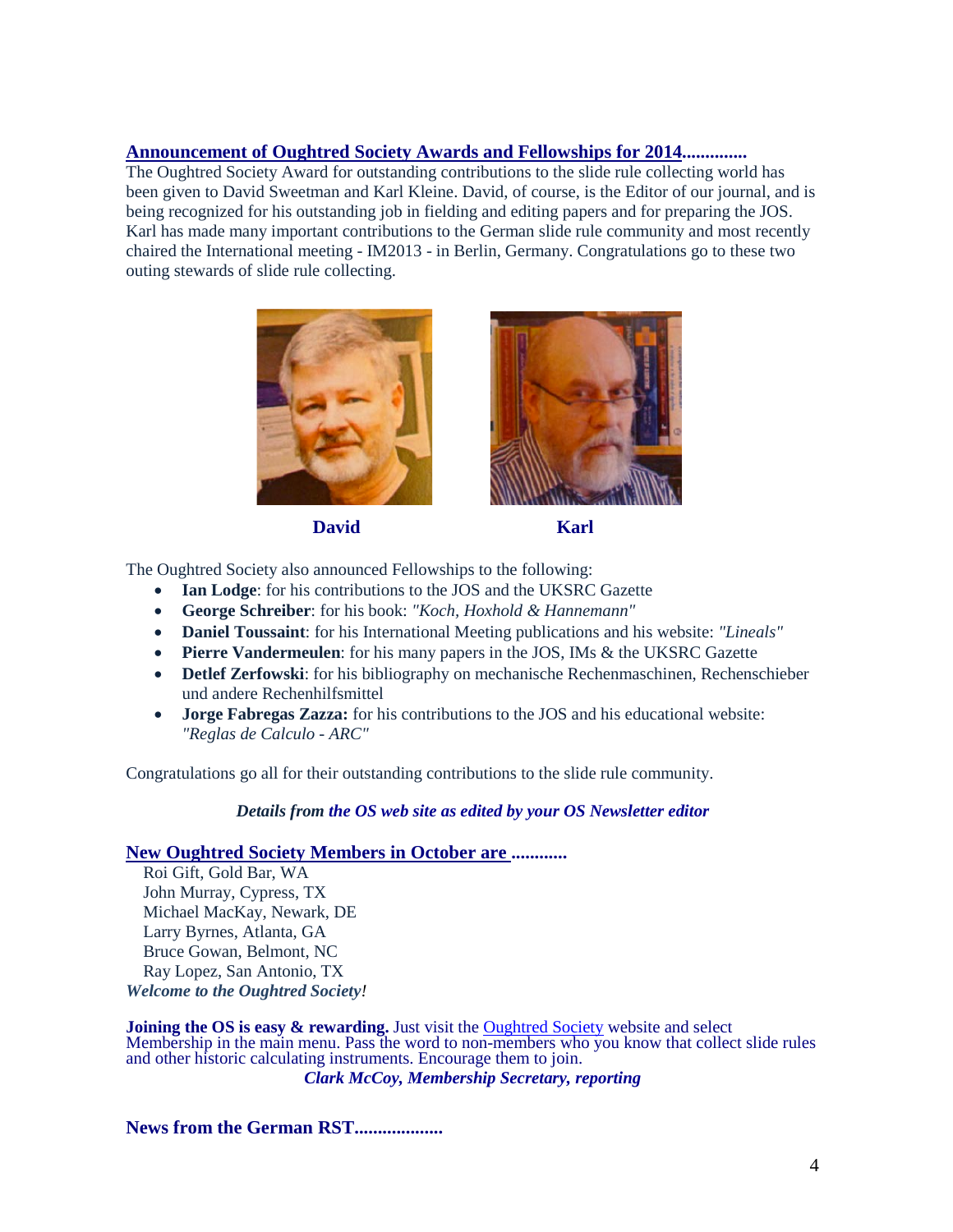## Announcement of Oughtred Society Awards and Fellowships for 2014.............

The Oughtred Society Award for outstanding contributions to the slide rule collecting world has been given to David Sweetman and Karl Kleine. David, of course, is the Editor of our journal, and is being recognized for his outstanding job in fielding and editing papers and for preparing the JOS. Karl has made many important contributions to the German slide rule community and most recently chaired the International meeting - IM2013 - in Berlin, Germany. Congratulations go to these two outing stewards of slide rule collecting.

**David** **Karl**

The Oughtred Society also announced Fellowships to the following:

- **Ian Lodge**: for his contributions to the JOS and the UKSRC Gazette
- **George Schreiber**: for his book: *"Koch, Hoxhold & Hannemann"*
- **Daniel Toussaint**: for his International Meeting publications and his website: *"Lineals"*
- **Pierre Vandermeulen**: for his many papers in the JOS, IMs & the UKSRC Gazette
- **Detlef Zerfowski**: for his bibliography on mechanische Rechenmaschinen, Rechenschieber und andere Rechenhilfsmittel
- **Jorge Fabregas Zazza:** for his contributions to the JOS and his educational website: *"Reglas de Calculo - ARC"*

Congratulations go all for their outstanding contributions to the slide rule community.

***Details from the OS web site as edited by your OS Newsletter editor***

## New Oughtred Society Members in October are ...........

Roi Gift, Gold Bar, WA
John Murray, Cypress, TX
Michael MacKay, Newark, DE
Larry Byrnes, Atlanta, GA
Bruce Gowan, Belmont, NC
Ray Lopez, San Antonio, TX

***Welcome to the Oughtred Society!***

**Joining the OS is easy & rewarding.** Just visit the Oughtred Society website and select Membership in the main menu. Pass the word to non-members who you know that collect slide rules and other historic calculating instruments. Encourage them to join.

***Clark McCoy, Membership Secretary, reporting***

## News from the German RST..................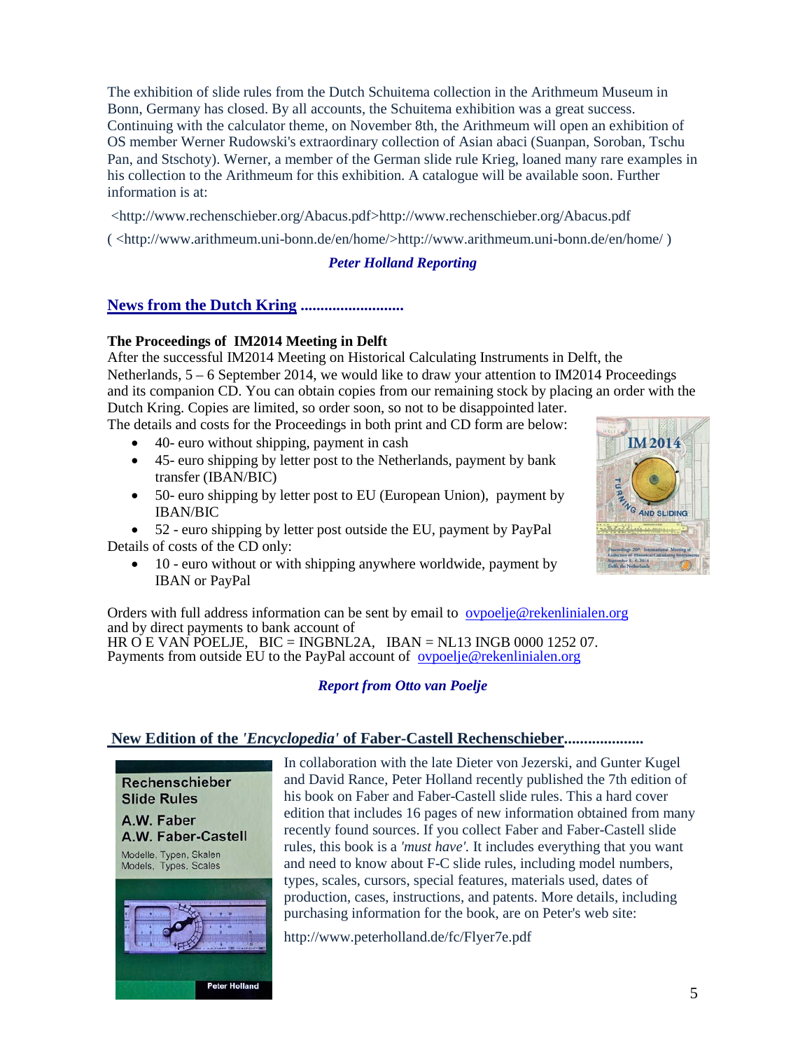The exhibition of slide rules from the Dutch Schuitema collection in the Arithmeum Museum in Bonn, Germany has closed. By all accounts, the Schuitema exhibition was a great success. Continuing with the calculator theme, on November 8th, the Arithmeum will open an exhibition of OS member Werner Rudowski's extraordinary collection of Asian abaci (Suanpan, Soroban, Tschu Pan, and Stschoty). Werner, a member of the German slide rule Krieg, loaned many rare examples in his collection to the Arithmeum for this exhibition. A catalogue will be available soon. Further information is at:

<http://www.rechenschieber.org/Abacus.pdf>http://www.rechenschieber.org/Abacus.pdf

( <http://www.arithmeum.uni-bonn.de/en/home/>http://www.arithmeum.uni-bonn.de/en/home/ )

***Peter Holland Reporting***

## News from the Dutch Kring ..........................

### The Proceedings of IM2014 Meeting in Delft

After the successful IM2014 Meeting on Historical Calculating Instruments in Delft, the Netherlands, 5 – 6 September 2014, we would like to draw your attention to IM2014 Proceedings and its companion CD. You can obtain copies from our remaining stock by placing an order with the Dutch Kring. Copies are limited, so order soon, so not to be disappointed later.
The details and costs for the Proceedings in both print and CD form are below:

- 40- euro without shipping, payment in cash
- 45- euro shipping by letter post to the Netherlands, payment by bank transfer (IBAN/BIC)
- 50- euro shipping by letter post to EU (European Union), payment by IBAN/BIC
- 52 - euro shipping by letter post outside the EU, payment by PayPal

Details of costs of the CD only:

- 10 - euro without or with shipping anywhere worldwide, payment by IBAN or PayPal

Orders with full address information can be sent by email to ovpoelje@rekenlinialen.org
and by direct payments to bank account of
HR O E VAN POELJE, BIC = INGBNL2A, IBAN = NL13 INGB 0000 1252 07.
Payments from outside EU to the PayPal account of ovpoelje@rekenlinialen.org

***Report from Otto van Poelje***

## New Edition of the *'Encyclopedia'* of Faber-Castell Rechenschieber...................

In collaboration with the late Dieter von Jezerski, and Gunter Kugel and David Rance, Peter Holland recently published the 7th edition of his book on Faber and Faber-Castell slide rules. This a hard cover edition that includes 16 pages of new information obtained from many recently found sources. If you collect Faber and Faber-Castell slide rules, this book is a *'must have'*. It includes everything that you want and need to know about F-C slide rules, including model numbers, types, scales, cursors, special features, materials used, dates of production, cases, instructions, and patents. More details, including purchasing information for the book, are on Peter's web site:

http://www.peterholland.de/fc/Flyer7e.pdf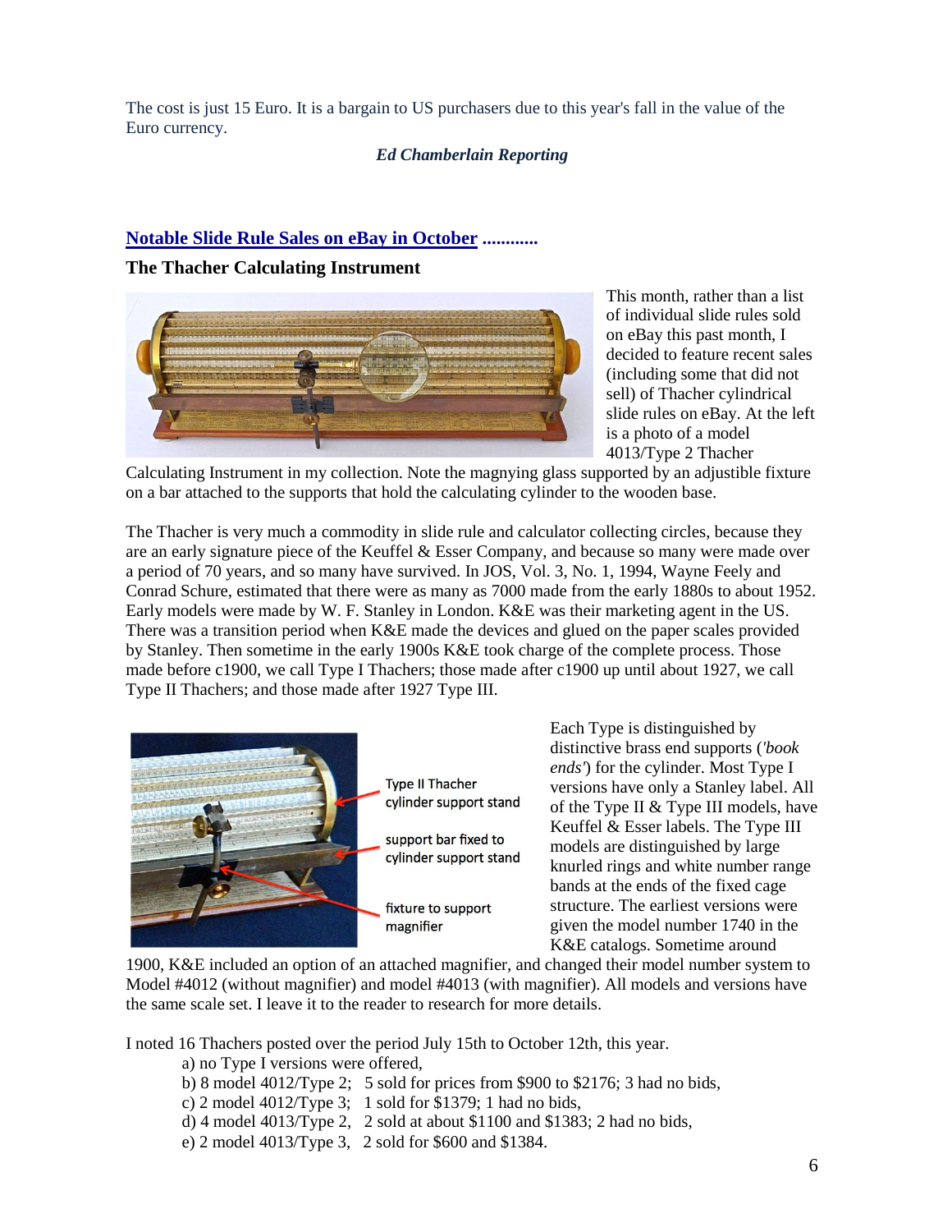The cost is just 15 Euro. It is a bargain to US purchasers due to this year's fall in the value of the Euro currency.

***Ed Chamberlain Reporting***

## Notable Slide Rule Sales on eBay in October ............

### The Thacher Calculating Instrument

This month, rather than a list of individual slide rules sold on eBay this past month, I decided to feature recent sales (including some that did not sell) of Thacher cylindrical slide rules on eBay. At the left is a photo of a model 4013/Type 2 Thacher Calculating Instrument in my collection. Note the magnying glass supported by an adjustible fixture on a bar attached to the supports that hold the calculating cylinder to the wooden base.

The Thacher is very much a commodity in slide rule and calculator collecting circles, because they are an early signature piece of the Keuffel & Esser Company, and because so many were made over a period of 70 years, and so many have survived. In JOS, Vol. 3, No. 1, 1994, Wayne Feely and Conrad Schure, estimated that there were as many as 7000 made from the early 1880s to about 1952. Early models were made by W. F. Stanley in London. K&E was their marketing agent in the US. There was a transition period when K&E made the devices and glued on the paper scales provided by Stanley. Then sometime in the early 1900s K&E took charge of the complete process. Those made before c1900, we call Type I Thachers; those made after c1900 up until about 1927, we call Type II Thachers; and those made after 1927 Type III.

Type II Thacher cylinder support stand

support bar fixed to cylinder support stand

fixture to support magnifier

Each Type is distinguished by distinctive brass end supports (*'book ends'*) for the cylinder. Most Type I versions have only a Stanley label. All of the Type II & Type III models, have Keuffel & Esser labels. The Type III models are distinguished by large knurled rings and white number range bands at the ends of the fixed cage structure. The earliest versions were given the model number 1740 in the K&E catalogs. Sometime around 1900, K&E included an option of an attached magnifier, and changed their model number system to Model #4012 (without magnifier) and model #4013 (with magnifier). All models and versions have the same scale set. I leave it to the reader to research for more details.

I noted 16 Thachers posted over the period July 15th to October 12th, this year.

a) no Type I versions were offered,
b) 8 model 4012/Type 2; 5 sold for prices from $900 to $2176; 3 had no bids,
c) 2 model 4012/Type 3; 1 sold for $1379; 1 had no bids,
d) 4 model 4013/Type 2, 2 sold at about $1100 and $1383; 2 had no bids,
e) 2 model 4013/Type 3, 2 sold for $600 and $1384.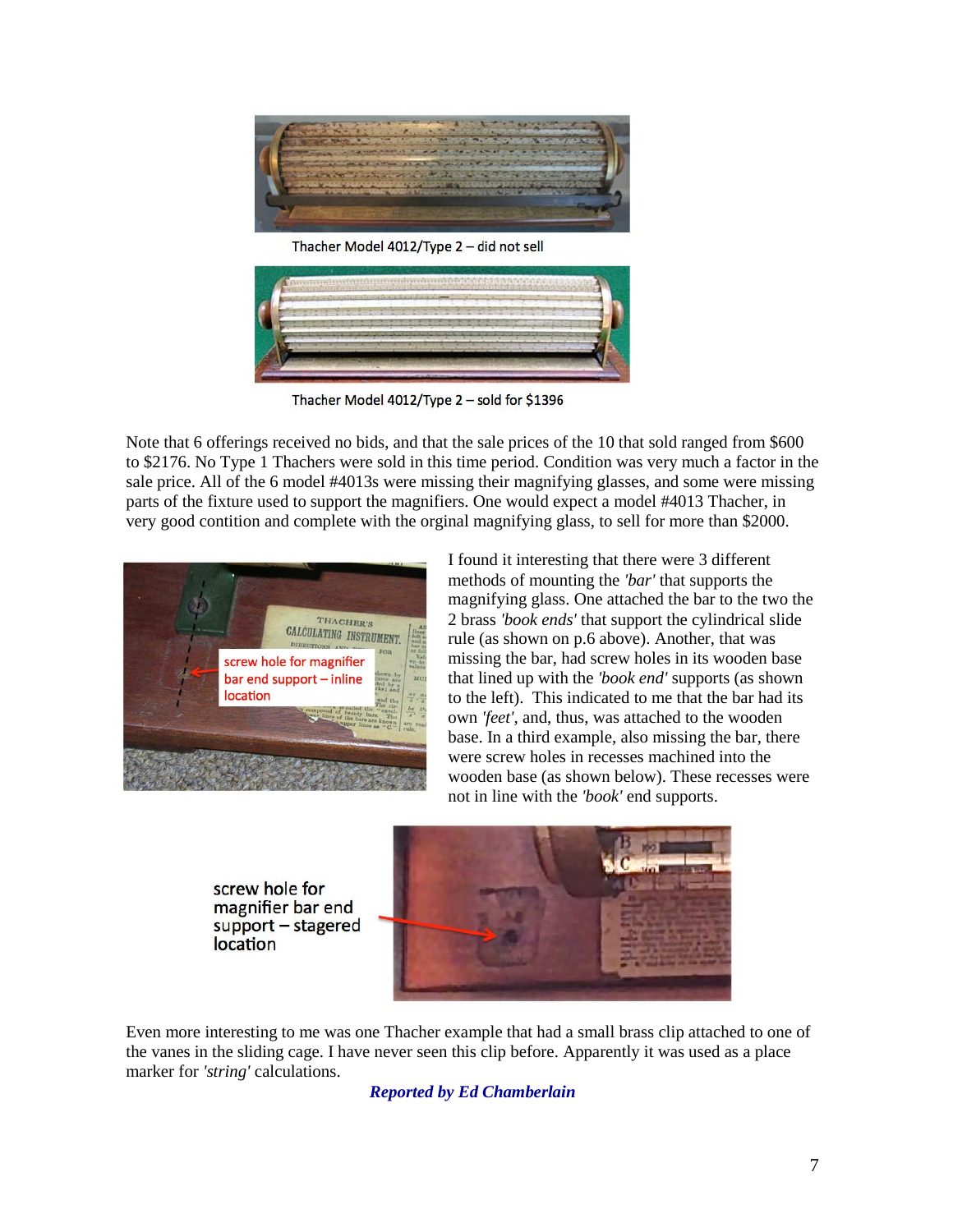Thacher Model 4012/Type 2 – did not sell

Thacher Model 4012/Type 2 – sold for $1396

Note that 6 offerings received no bids, and that the sale prices of the 10 that sold ranged from $600 to $2176. No Type 1 Thachers were sold in this time period. Condition was very much a factor in the sale price. All of the 6 model #4013s were missing their magnifying glasses, and some were missing parts of the fixture used to support the magnifiers. One would expect a model #4013 Thacher, in very good contition and complete with the orginal magnifying glass, to sell for more than $2000.

screw hole for magnifier bar end support – inline location

I found it interesting that there were 3 different methods of mounting the *'bar'* that supports the magnifying glass. One attached the bar to the two the 2 brass *'book ends'* that support the cylindrical slide rule (as shown on p.6 above). Another, that was missing the bar, had screw holes in its wooden base that lined up with the *'book end'* supports (as shown to the left). This indicated to me that the bar had its own *'feet'*, and, thus, was attached to the wooden base. In a third example, also missing the bar, there were screw holes in recesses machined into the wooden base (as shown below). These recesses were not in line with the *'book'* end supports.

screw hole for magnifier bar end support – stagered location

Even more interesting to me was one Thacher example that had a small brass clip attached to one of the vanes in the sliding cage. I have never seen this clip before. Apparently it was used as a place marker for *'string'* calculations.

***Reported by Ed Chamberlain***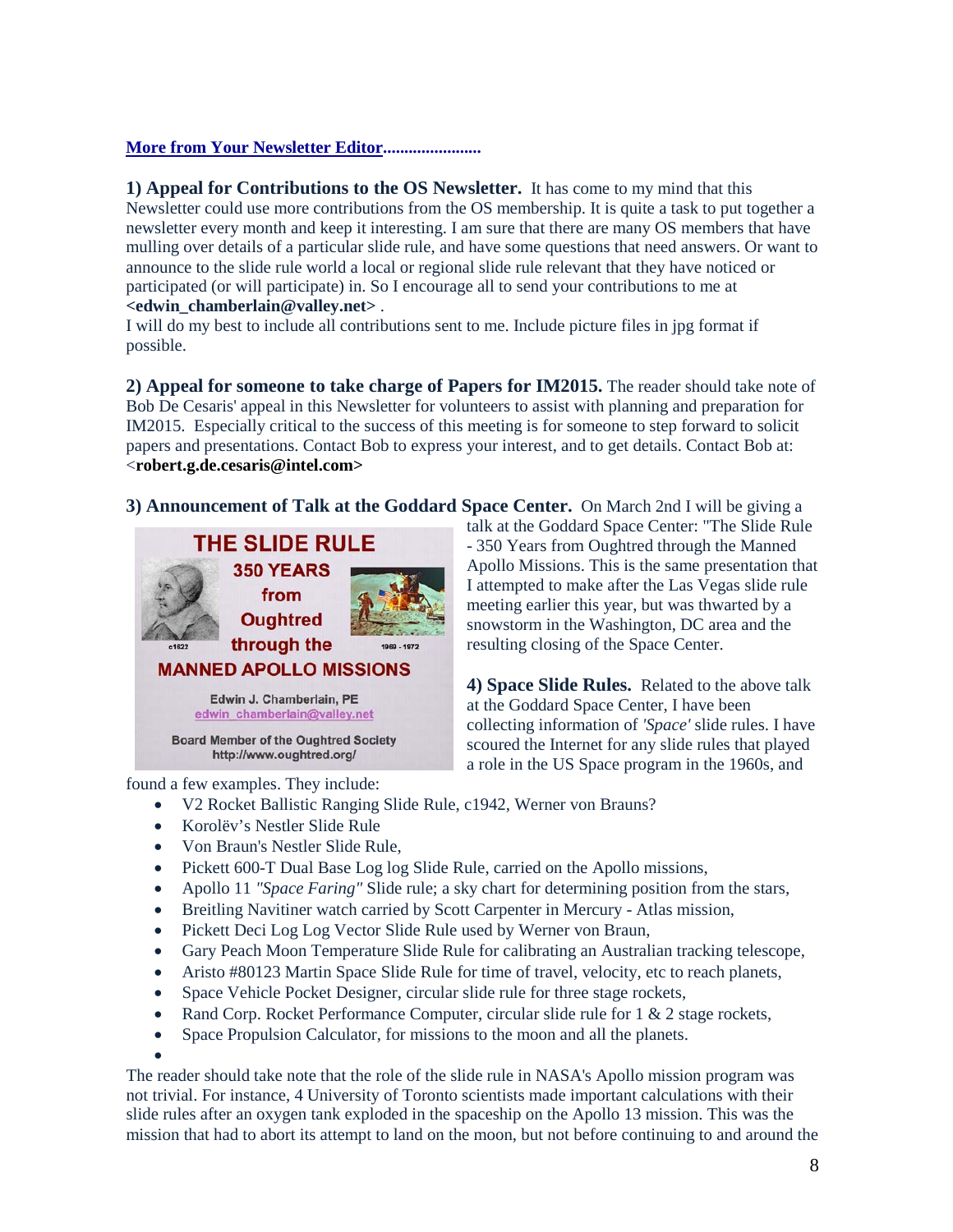**More from Your Newsletter Editor......................**

**1) Appeal for Contributions to the OS Newsletter.** It has come to my mind that this Newsletter could use more contributions from the OS membership. It is quite a task to put together a newsletter every month and keep it interesting. I am sure that there are many OS members that have mulling over details of a particular slide rule, and have some questions that need answers. Or want to announce to the slide rule world a local or regional slide rule relevant that they have noticed or participated (or will participate) in. So I encourage all to send your contributions to me at **<edwin_chamberlain@valley.net>** .
I will do my best to include all contributions sent to me. Include picture files in jpg format if possible.

**2) Appeal for someone to take charge of Papers for IM2015.** The reader should take note of Bob De Cesaris' appeal in this Newsletter for volunteers to assist with planning and preparation for IM2015. Especially critical to the success of this meeting is for someone to step forward to solicit papers and presentations. Contact Bob to express your interest, and to get details. Contact Bob at: <**robert.g.de.cesaris@intel.com>**

**3) Announcement of Talk at the Goddard Space Center.** On March 2nd I will be giving a talk at the Goddard Space Center: "The Slide Rule - 350 Years from Oughtred through the Manned Apollo Missions. This is the same presentation that I attempted to make after the Las Vegas slide rule meeting earlier this year, but was thwarted by a snowstorm in the Washington, DC area and the resulting closing of the Space Center.

THE SLIDE RULE
350 YEARS from Oughtred through the MANNED APOLLO MISSIONS
c1622 — 1969 - 1972
Edwin J. Chamberlain, PE
edwin_chamberlain@valley.net
Board Member of the Oughtred Society
http://www.oughtred.org/

**4) Space Slide Rules.** Related to the above talk at the Goddard Space Center, I have been collecting information of *'Space'* slide rules. I have scoured the Internet for any slide rules that played a role in the US Space program in the 1960s, and found a few examples. They include:

- V2 Rocket Ballistic Ranging Slide Rule, c1942, Werner von Brauns?
- Korolëv's Nestler Slide Rule
- Von Braun's Nestler Slide Rule,
- Pickett 600-T Dual Base Log log Slide Rule, carried on the Apollo missions,
- Apollo 11 *"Space Faring"* Slide rule; a sky chart for determining position from the stars,
- Breitling Navitiner watch carried by Scott Carpenter in Mercury - Atlas mission,
- Pickett Deci Log Log Vector Slide Rule used by Werner von Braun,
- Gary Peach Moon Temperature Slide Rule for calibrating an Australian tracking telescope,
- Aristo #80123 Martin Space Slide Rule for time of travel, velocity, etc to reach planets,
- Space Vehicle Pocket Designer, circular slide rule for three stage rockets,
- Rand Corp. Rocket Performance Computer, circular slide rule for 1 & 2 stage rockets,
- Space Propulsion Calculator, for missions to the moon and all the planets.

The reader should take note that the role of the slide rule in NASA's Apollo mission program was not trivial. For instance, 4 University of Toronto scientists made important calculations with their slide rules after an oxygen tank exploded in the spaceship on the Apollo 13 mission. This was the mission that had to abort its attempt to land on the moon, but not before continuing to and around the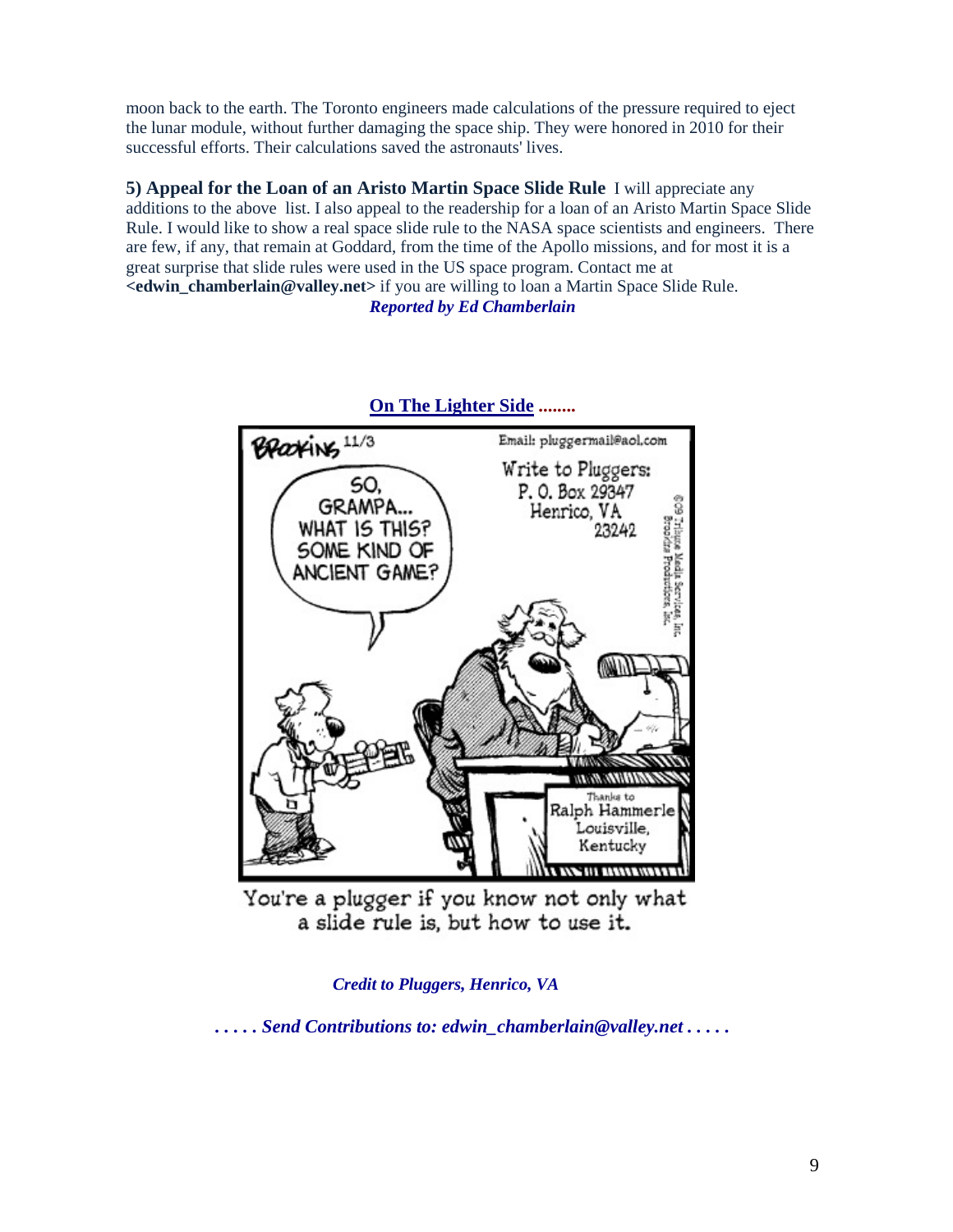moon back to the earth. The Toronto engineers made calculations of the pressure required to eject the lunar module, without further damaging the space ship. They were honored in 2010 for their successful efforts. Their calculations saved the astronauts' lives.

**5) Appeal for the Loan of an Aristo Martin Space Slide Rule** I will appreciate any additions to the above list. I also appeal to the readership for a loan of an Aristo Martin Space Slide Rule. I would like to show a real space slide rule to the NASA space scientists and engineers. There are few, if any, that remain at Goddard, from the time of the Apollo missions, and for most it is a great surprise that slide rules were used in the US space program. Contact me at **<edwin_chamberlain@valley.net>** if you are willing to loan a Martin Space Slide Rule.

***Reported by Ed Chamberlain***

## On The Lighter Side ........

You're a plugger if you know not only what a slide rule is, but how to use it.

***Credit to Pluggers, Henrico, VA***

***. . . . . Send Contributions to: edwin_chamberlain@valley.net . . . . .***